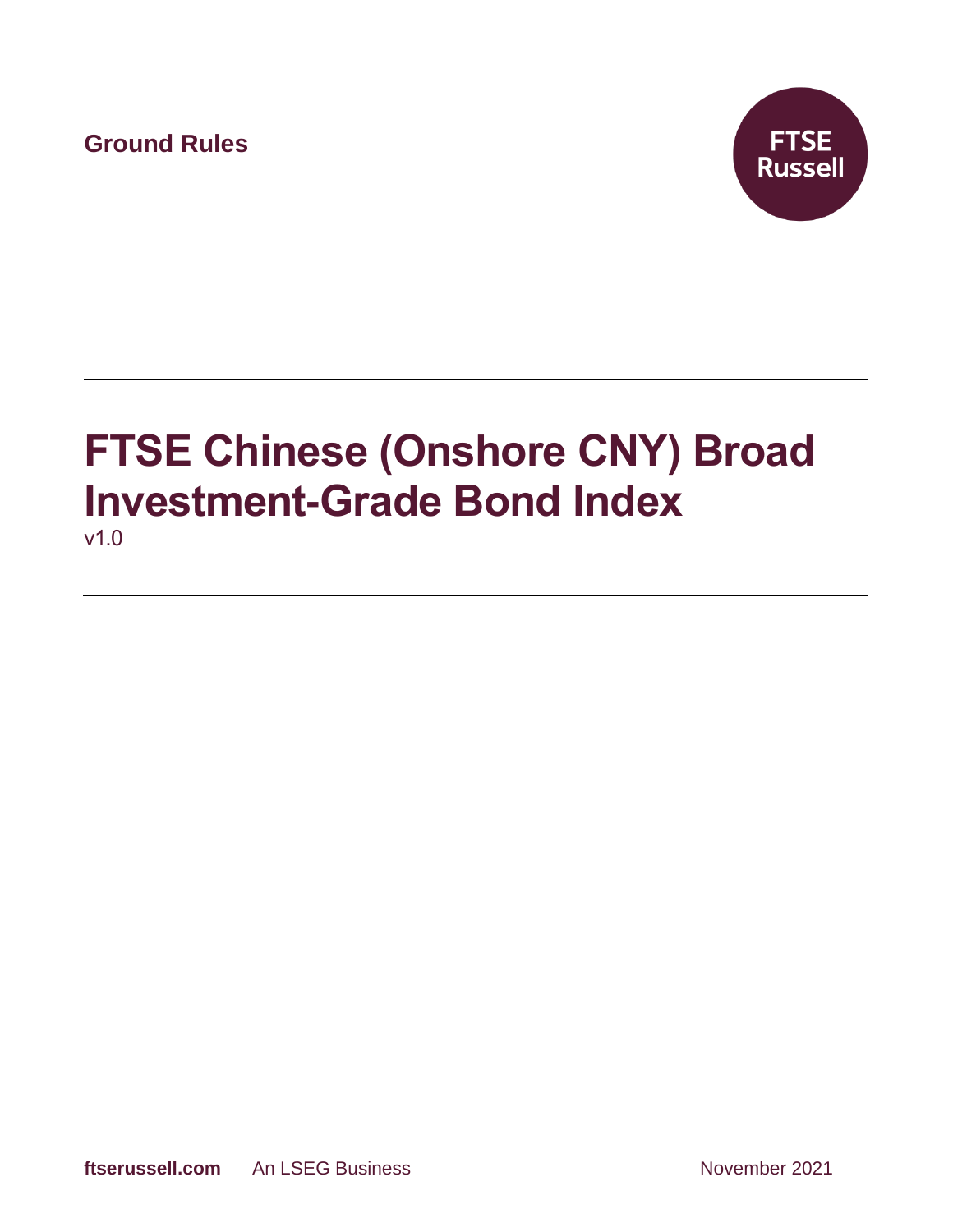Ground Rules

FTSE Russell

# FTSE Chinese (Onshore CNY) Broad Investment-Grade Bond Index

v1.0

ftserussell.com An LSEG Business November 2021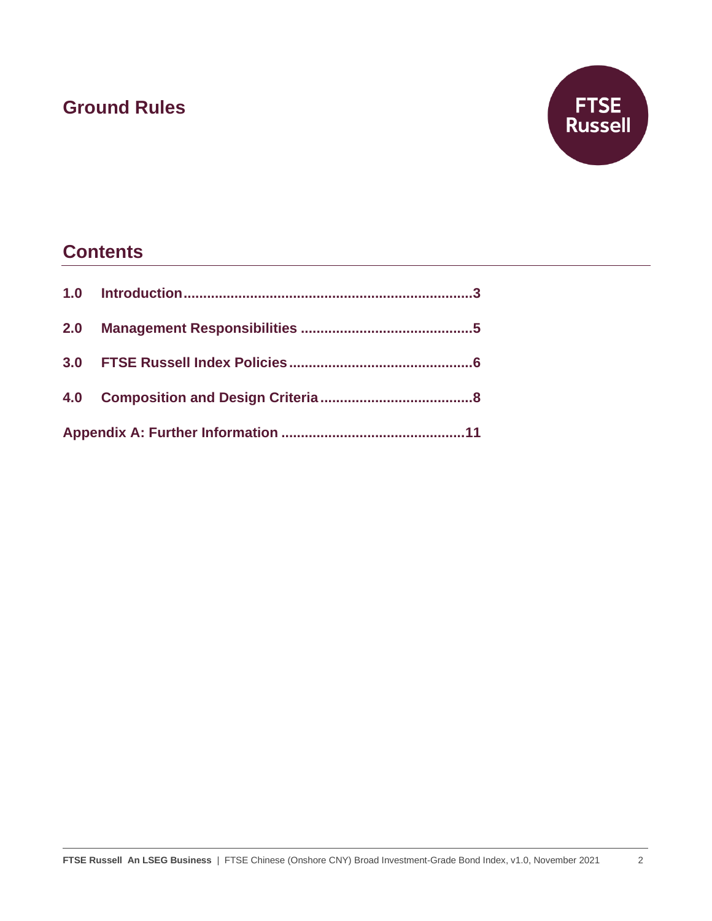## Ground Rules

FTSE Russell

## Contents

**1.0 Introduction........................................................................3**

**2.0 Management Responsibilities ..........................................5**

**3.0 FTSE Russell Index Policies.............................................6**

**4.0 Composition and Design Criteria.....................................8**

**Appendix A: Further Information .............................................11**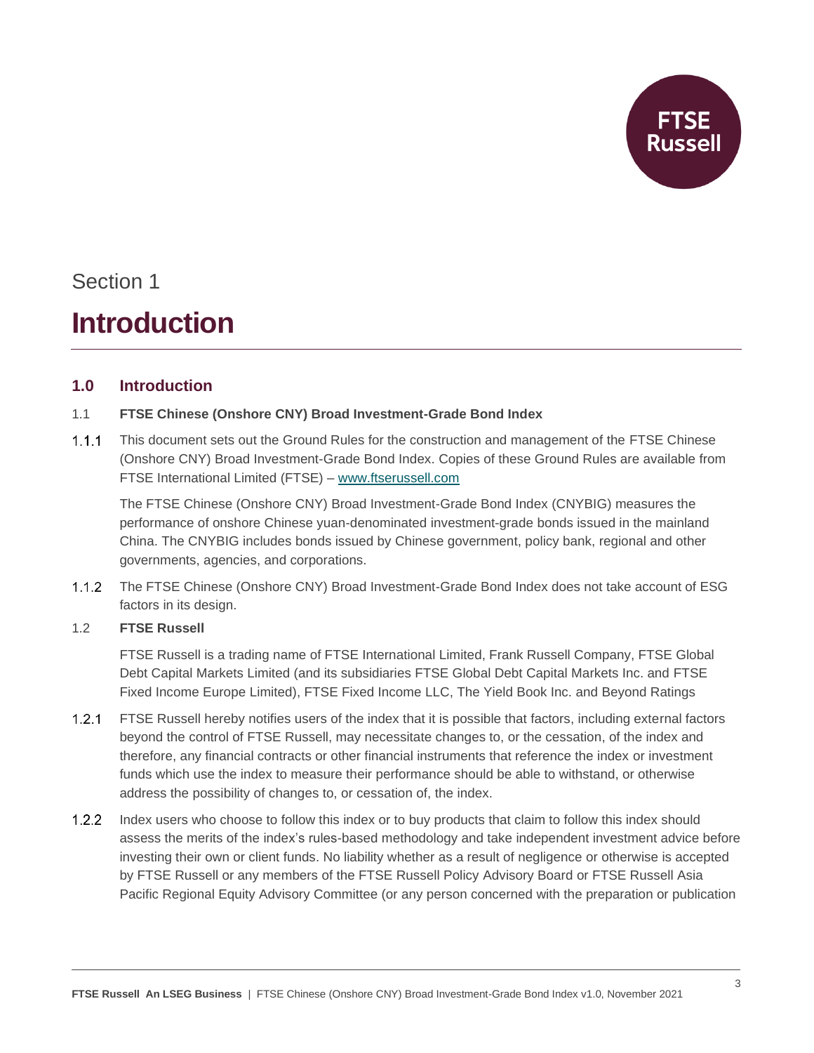Section 1

# Introduction

## 1.0 Introduction

### 1.1 FTSE Chinese (Onshore CNY) Broad Investment-Grade Bond Index

1.1.1 This document sets out the Ground Rules for the construction and management of the FTSE Chinese (Onshore CNY) Broad Investment-Grade Bond Index. Copies of these Ground Rules are available from FTSE International Limited (FTSE) – www.ftserussell.com

The FTSE Chinese (Onshore CNY) Broad Investment-Grade Bond Index (CNYBIG) measures the performance of onshore Chinese yuan-denominated investment-grade bonds issued in the mainland China. The CNYBIG includes bonds issued by Chinese government, policy bank, regional and other governments, agencies, and corporations.

1.1.2 The FTSE Chinese (Onshore CNY) Broad Investment-Grade Bond Index does not take account of ESG factors in its design.

### 1.2 FTSE Russell

FTSE Russell is a trading name of FTSE International Limited, Frank Russell Company, FTSE Global Debt Capital Markets Limited (and its subsidiaries FTSE Global Debt Capital Markets Inc. and FTSE Fixed Income Europe Limited), FTSE Fixed Income LLC, The Yield Book Inc. and Beyond Ratings

1.2.1 FTSE Russell hereby notifies users of the index that it is possible that factors, including external factors beyond the control of FTSE Russell, may necessitate changes to, or the cessation, of the index and therefore, any financial contracts or other financial instruments that reference the index or investment funds which use the index to measure their performance should be able to withstand, or otherwise address the possibility of changes to, or cessation of, the index.

1.2.2 Index users who choose to follow this index or to buy products that claim to follow this index should assess the merits of the index's rules-based methodology and take independent investment advice before investing their own or client funds. No liability whether as a result of negligence or otherwise is accepted by FTSE Russell or any members of the FTSE Russell Policy Advisory Board or FTSE Russell Asia Pacific Regional Equity Advisory Committee (or any person concerned with the preparation or publication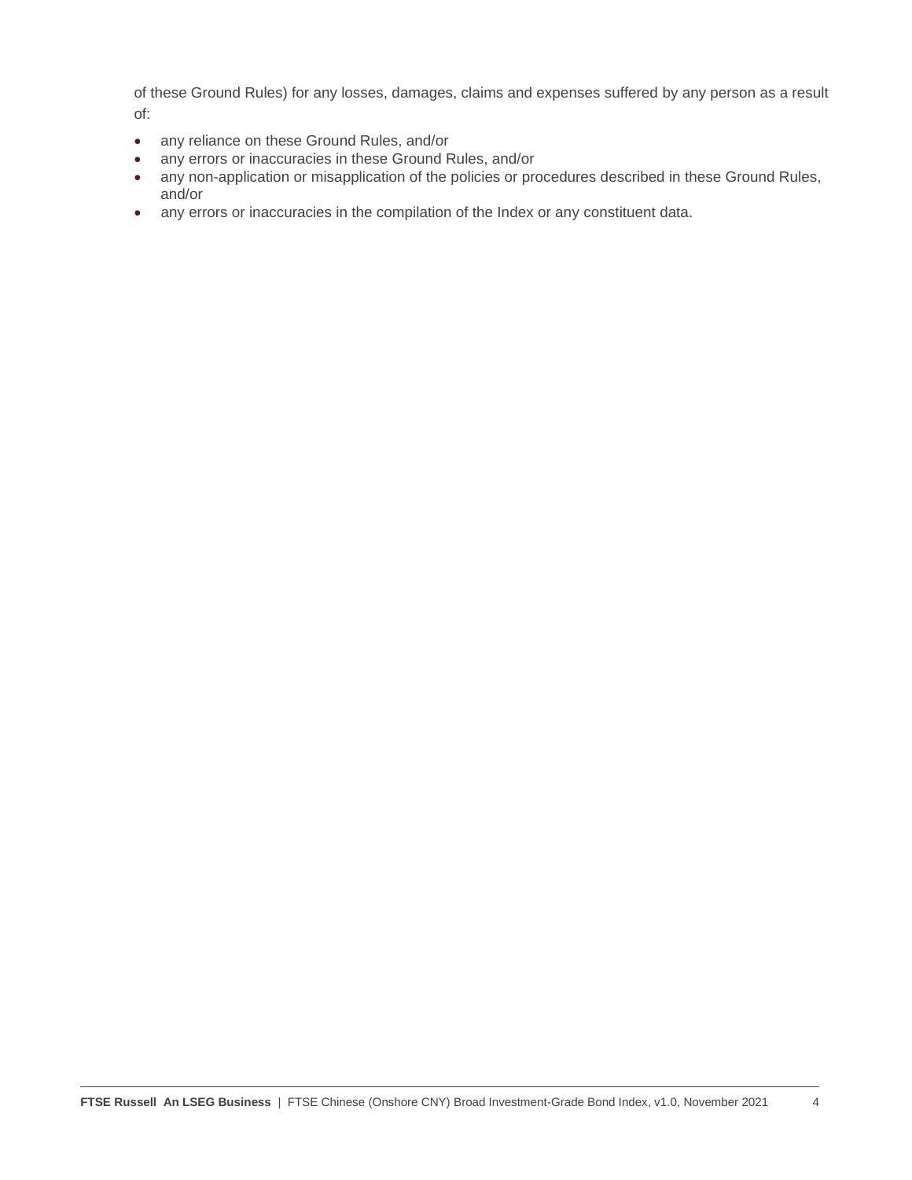of these Ground Rules) for any losses, damages, claims and expenses suffered by any person as a result of:

- any reliance on these Ground Rules, and/or
- any errors or inaccuracies in these Ground Rules, and/or
- any non-application or misapplication of the policies or procedures described in these Ground Rules, and/or
- any errors or inaccuracies in the compilation of the Index or any constituent data.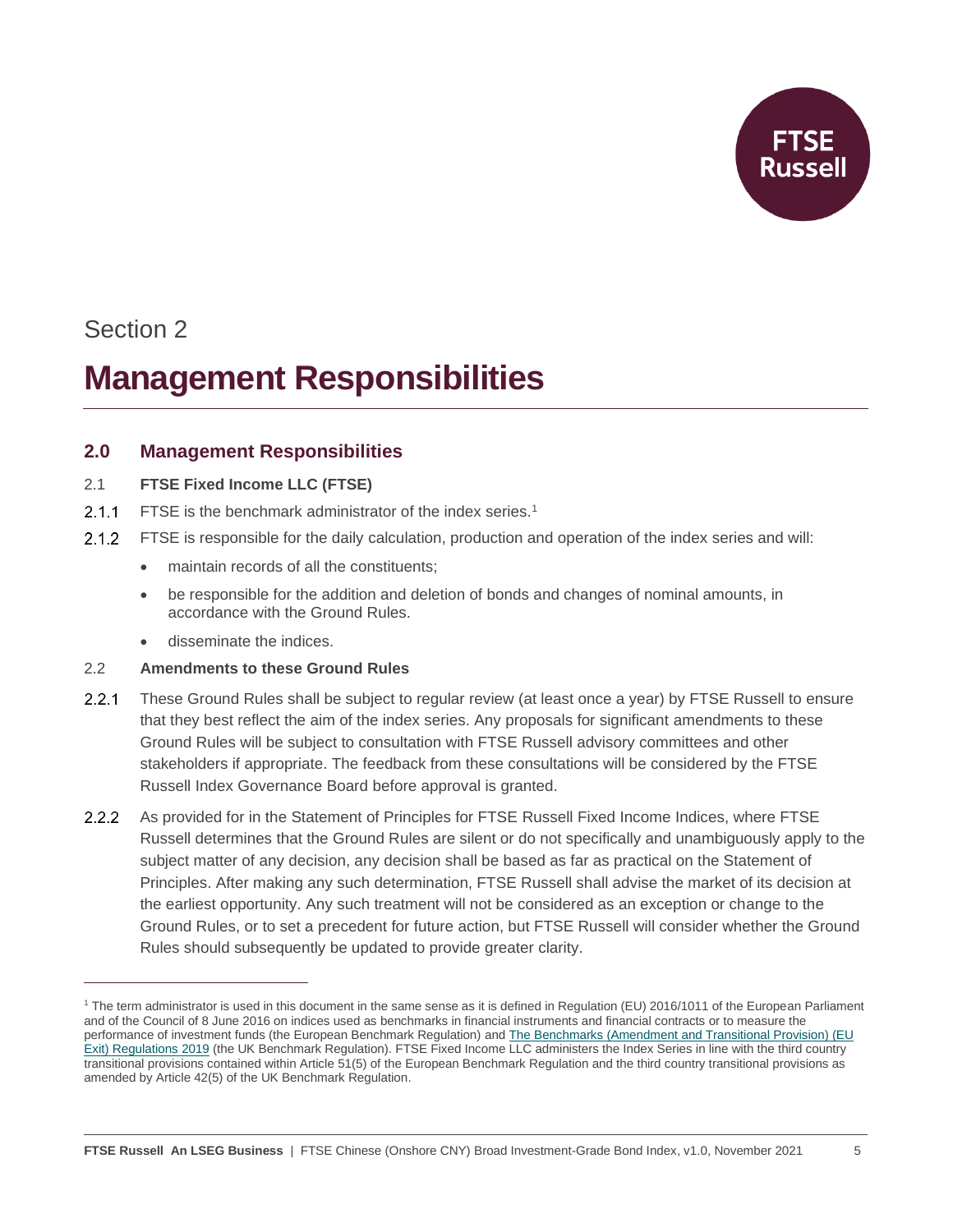Section 2

# Management Responsibilities

## 2.0 Management Responsibilities

2.1 **FTSE Fixed Income LLC (FTSE)**

2.1.1 FTSE is the benchmark administrator of the index series.[1]

2.1.2 FTSE is responsible for the daily calculation, production and operation of the index series and will:

- maintain records of all the constituents;
- be responsible for the addition and deletion of bonds and changes of nominal amounts, in accordance with the Ground Rules.
- disseminate the indices.

2.2 **Amendments to these Ground Rules**

2.2.1 These Ground Rules shall be subject to regular review (at least once a year) by FTSE Russell to ensure that they best reflect the aim of the index series. Any proposals for significant amendments to these Ground Rules will be subject to consultation with FTSE Russell advisory committees and other stakeholders if appropriate. The feedback from these consultations will be considered by the FTSE Russell Index Governance Board before approval is granted.

2.2.2 As provided for in the Statement of Principles for FTSE Russell Fixed Income Indices, where FTSE Russell determines that the Ground Rules are silent or do not specifically and unambiguously apply to the subject matter of any decision, any decision shall be based as far as practical on the Statement of Principles. After making any such determination, FTSE Russell shall advise the market of its decision at the earliest opportunity. Any such treatment will not be considered as an exception or change to the Ground Rules, or to set a precedent for future action, but FTSE Russell will consider whether the Ground Rules should subsequently be updated to provide greater clarity.

---

[1] The term administrator is used in this document in the same sense as it is defined in Regulation (EU) 2016/1011 of the European Parliament and of the Council of 8 June 2016 on indices used as benchmarks in financial instruments and financial contracts or to measure the performance of investment funds (the European Benchmark Regulation) and The Benchmarks (Amendment and Transitional Provision) (EU Exit) Regulations 2019 (the UK Benchmark Regulation). FTSE Fixed Income LLC administers the Index Series in line with the third country transitional provisions contained within Article 51(5) of the European Benchmark Regulation and the third country transitional provisions as amended by Article 42(5) of the UK Benchmark Regulation.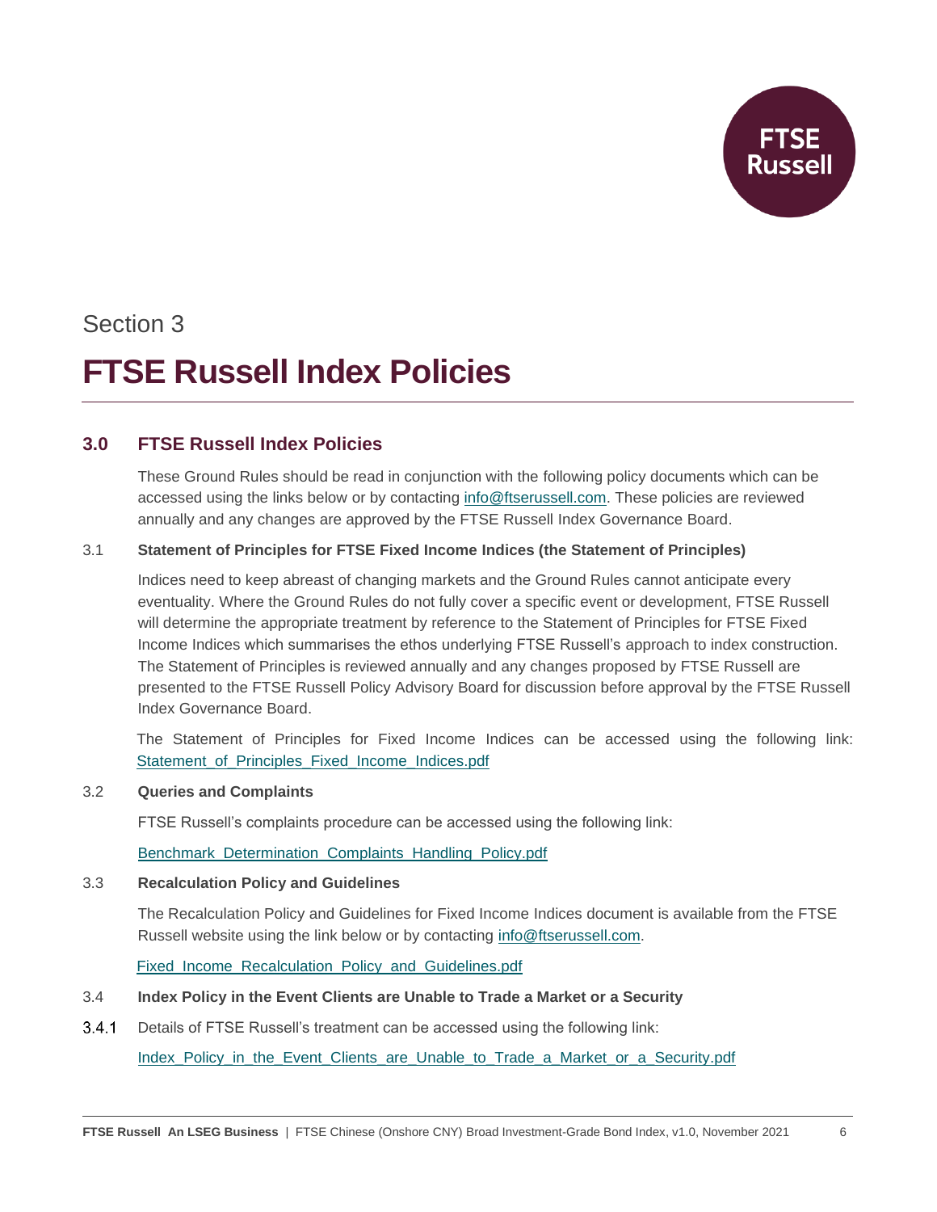Section 3

# FTSE Russell Index Policies

## 3.0 FTSE Russell Index Policies

These Ground Rules should be read in conjunction with the following policy documents which can be accessed using the links below or by contacting info@ftserussell.com. These policies are reviewed annually and any changes are approved by the FTSE Russell Index Governance Board.

3.1 **Statement of Principles for FTSE Fixed Income Indices (the Statement of Principles)**

Indices need to keep abreast of changing markets and the Ground Rules cannot anticipate every eventuality. Where the Ground Rules do not fully cover a specific event or development, FTSE Russell will determine the appropriate treatment by reference to the Statement of Principles for FTSE Fixed Income Indices which summarises the ethos underlying FTSE Russell's approach to index construction. The Statement of Principles is reviewed annually and any changes proposed by FTSE Russell are presented to the FTSE Russell Policy Advisory Board for discussion before approval by the FTSE Russell Index Governance Board.

The Statement of Principles for Fixed Income Indices can be accessed using the following link: Statement_of_Principles_Fixed_Income_Indices.pdf

3.2 **Queries and Complaints**

FTSE Russell's complaints procedure can be accessed using the following link:

Benchmark_Determination_Complaints_Handling_Policy.pdf

3.3 **Recalculation Policy and Guidelines**

The Recalculation Policy and Guidelines for Fixed Income Indices document is available from the FTSE Russell website using the link below or by contacting info@ftserussell.com.

Fixed_Income_Recalculation_Policy_and_Guidelines.pdf

3.4 **Index Policy in the Event Clients are Unable to Trade a Market or a Security**

3.4.1 Details of FTSE Russell's treatment can be accessed using the following link:

Index_Policy_in_the_Event_Clients_are_Unable_to_Trade_a_Market_or_a_Security.pdf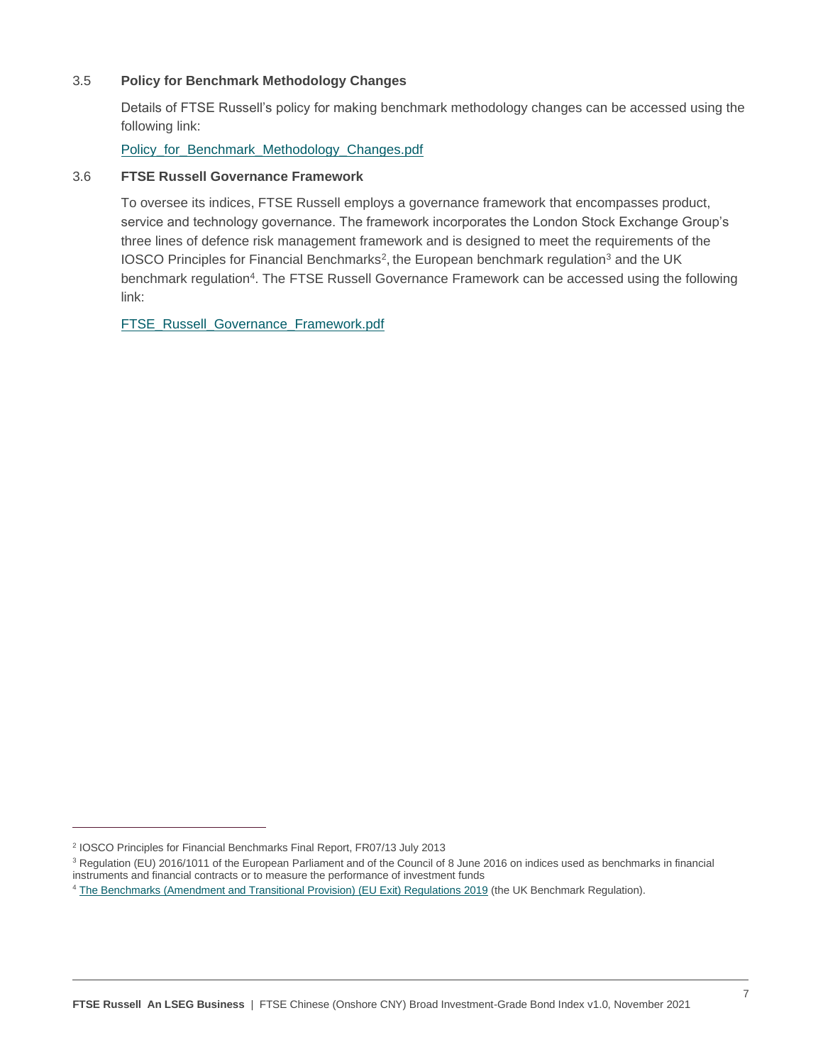### 3.5 Policy for Benchmark Methodology Changes

Details of FTSE Russell's policy for making benchmark methodology changes can be accessed using the following link:

Policy_for_Benchmark_Methodology_Changes.pdf

### 3.6 FTSE Russell Governance Framework

To oversee its indices, FTSE Russell employs a governance framework that encompasses product, service and technology governance. The framework incorporates the London Stock Exchange Group's three lines of defence risk management framework and is designed to meet the requirements of the IOSCO Principles for Financial Benchmarks[2], the European benchmark regulation[3] and the UK benchmark regulation[4]. The FTSE Russell Governance Framework can be accessed using the following link:

FTSE_Russell_Governance_Framework.pdf

---

[2] IOSCO Principles for Financial Benchmarks Final Report, FR07/13 July 2013

[3] Regulation (EU) 2016/1011 of the European Parliament and of the Council of 8 June 2016 on indices used as benchmarks in financial instruments and financial contracts or to measure the performance of investment funds

[4] The Benchmarks (Amendment and Transitional Provision) (EU Exit) Regulations 2019 (the UK Benchmark Regulation).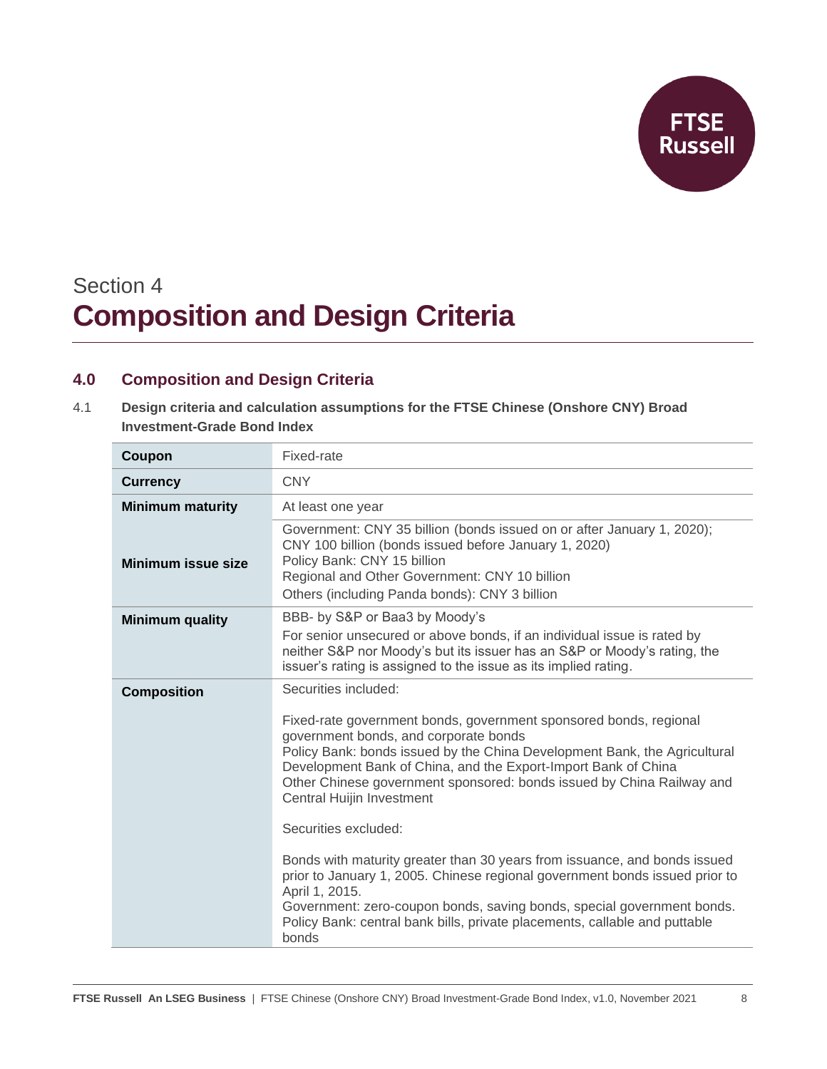# Section 4
# Composition and Design Criteria

## 4.0 Composition and Design Criteria

4.1 **Design criteria and calculation assumptions for the FTSE Chinese (Onshore CNY) Broad Investment-Grade Bond Index**

| | |
|---|---|
| **Coupon** | Fixed-rate |
| **Currency** | CNY |
| **Minimum maturity** | At least one year |
| **Minimum issue size** | Government: CNY 35 billion (bonds issued on or after January 1, 2020); CNY 100 billion (bonds issued before January 1, 2020)<br>Policy Bank: CNY 15 billion<br>Regional and Other Government: CNY 10 billion<br>Others (including Panda bonds): CNY 3 billion |
| **Minimum quality** | BBB- by S&P or Baa3 by Moody's<br>For senior unsecured or above bonds, if an individual issue is rated by neither S&P nor Moody's but its issuer has an S&P or Moody's rating, the issuer's rating is assigned to the issue as its implied rating. |
| **Composition** | Securities included:<br><br>Fixed-rate government bonds, government sponsored bonds, regional government bonds, and corporate bonds<br>Policy Bank: bonds issued by the China Development Bank, the Agricultural Development Bank of China, and the Export-Import Bank of China<br>Other Chinese government sponsored: bonds issued by China Railway and Central Huijin Investment<br><br>Securities excluded:<br><br>Bonds with maturity greater than 30 years from issuance, and bonds issued prior to January 1, 2005. Chinese regional government bonds issued prior to April 1, 2015.<br>Government: zero-coupon bonds, saving bonds, special government bonds.<br>Policy Bank: central bank bills, private placements, callable and puttable bonds |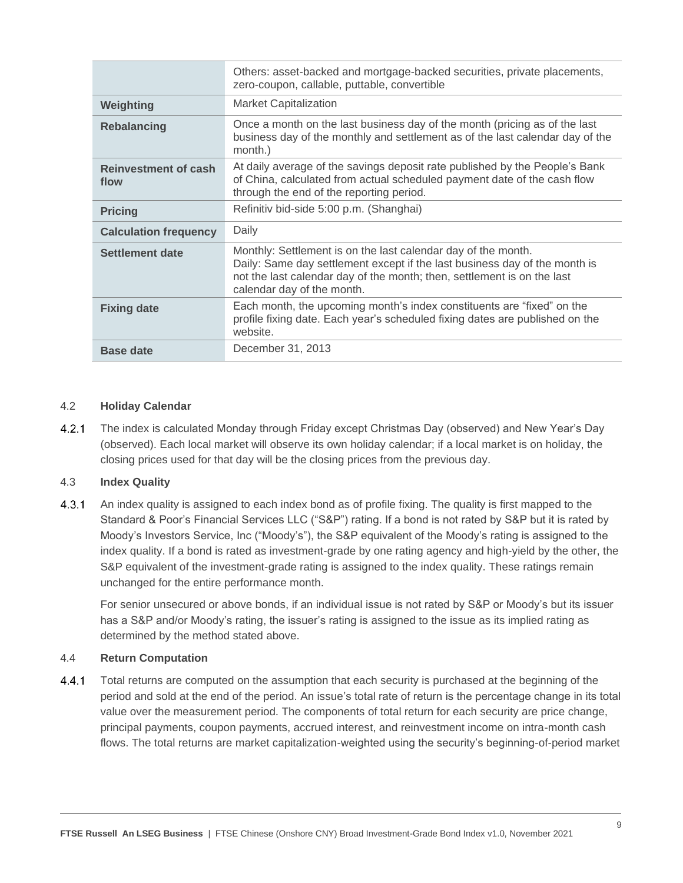| | |
|---|---|
| | Others: asset-backed and mortgage-backed securities, private placements, zero-coupon, callable, puttable, convertible |
| **Weighting** | Market Capitalization |
| **Rebalancing** | Once a month on the last business day of the month (pricing as of the last business day of the monthly and settlement as of the last calendar day of the month.) |
| **Reinvestment of cash flow** | At daily average of the savings deposit rate published by the People's Bank of China, calculated from actual scheduled payment date of the cash flow through the end of the reporting period. |
| **Pricing** | Refinitiv bid-side 5:00 p.m. (Shanghai) |
| **Calculation frequency** | Daily |
| **Settlement date** | Monthly: Settlement is on the last calendar day of the month. Daily: Same day settlement except if the last business day of the month is not the last calendar day of the month; then, settlement is on the last calendar day of the month. |
| **Fixing date** | Each month, the upcoming month's index constituents are "fixed" on the profile fixing date. Each year's scheduled fixing dates are published on the website. |
| **Base date** | December 31, 2013 |

### 4.2 Holiday Calendar

4.2.1 The index is calculated Monday through Friday except Christmas Day (observed) and New Year's Day (observed). Each local market will observe its own holiday calendar; if a local market is on holiday, the closing prices used for that day will be the closing prices from the previous day.

### 4.3 Index Quality

4.3.1 An index quality is assigned to each index bond as of profile fixing. The quality is first mapped to the Standard & Poor's Financial Services LLC ("S&P") rating. If a bond is not rated by S&P but it is rated by Moody's Investors Service, Inc ("Moody's"), the S&P equivalent of the Moody's rating is assigned to the index quality. If a bond is rated as investment-grade by one rating agency and high-yield by the other, the S&P equivalent of the investment-grade rating is assigned to the index quality. These ratings remain unchanged for the entire performance month.

For senior unsecured or above bonds, if an individual issue is not rated by S&P or Moody's but its issuer has a S&P and/or Moody's rating, the issuer's rating is assigned to the issue as its implied rating as determined by the method stated above.

### 4.4 Return Computation

4.4.1 Total returns are computed on the assumption that each security is purchased at the beginning of the period and sold at the end of the period. An issue's total rate of return is the percentage change in its total value over the measurement period. The components of total return for each security are price change, principal payments, coupon payments, accrued interest, and reinvestment income on intra-month cash flows. The total returns are market capitalization-weighted using the security's beginning-of-period market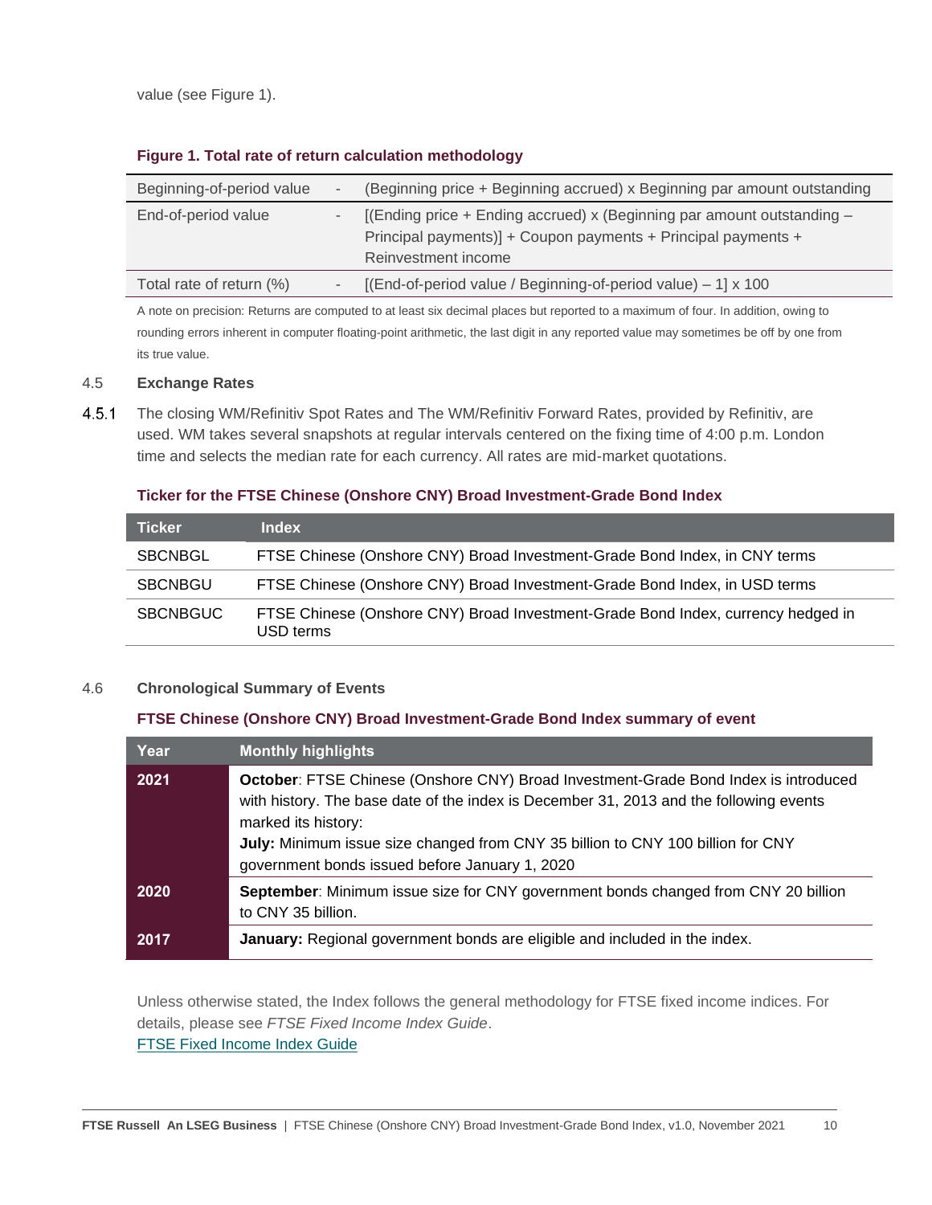value (see Figure 1).

**Figure 1. Total rate of return calculation methodology**

| | | |
|---|---|---|
| Beginning-of-period value | - | (Beginning price + Beginning accrued) x Beginning par amount outstanding |
| End-of-period value | - | [(Ending price + Ending accrued) x (Beginning par amount outstanding – Principal payments)] + Coupon payments + Principal payments + Reinvestment income |
| Total rate of return (%) | - | [(End-of-period value / Beginning-of-period value) – 1] x 100 |

A note on precision: Returns are computed to at least six decimal places but reported to a maximum of four. In addition, owing to rounding errors inherent in computer floating-point arithmetic, the last digit in any reported value may sometimes be off by one from its true value.

### 4.5 Exchange Rates

4.5.1 The closing WM/Refinitiv Spot Rates and The WM/Refinitiv Forward Rates, provided by Refinitiv, are used. WM takes several snapshots at regular intervals centered on the fixing time of 4:00 p.m. London time and selects the median rate for each currency. All rates are mid-market quotations.

**Ticker for the FTSE Chinese (Onshore CNY) Broad Investment-Grade Bond Index**

| Ticker | Index |
|---|---|
| SBCNBGL | FTSE Chinese (Onshore CNY) Broad Investment-Grade Bond Index, in CNY terms |
| SBCNBGU | FTSE Chinese (Onshore CNY) Broad Investment-Grade Bond Index, in USD terms |
| SBCNBGUC | FTSE Chinese (Onshore CNY) Broad Investment-Grade Bond Index, currency hedged in USD terms |

### 4.6 Chronological Summary of Events

**FTSE Chinese (Onshore CNY) Broad Investment-Grade Bond Index summary of event**

| Year | Monthly highlights |
|---|---|
| **2021** | **October**: FTSE Chinese (Onshore CNY) Broad Investment-Grade Bond Index is introduced with history. The base date of the index is December 31, 2013 and the following events marked its history:<br>**July:** Minimum issue size changed from CNY 35 billion to CNY 100 billion for CNY government bonds issued before January 1, 2020 |
| **2020** | **September**: Minimum issue size for CNY government bonds changed from CNY 20 billion to CNY 35 billion. |
| **2017** | **January:** Regional government bonds are eligible and included in the index. |

Unless otherwise stated, the Index follows the general methodology for FTSE fixed income indices. For details, please see *FTSE Fixed Income Index Guide*.
FTSE Fixed Income Index Guide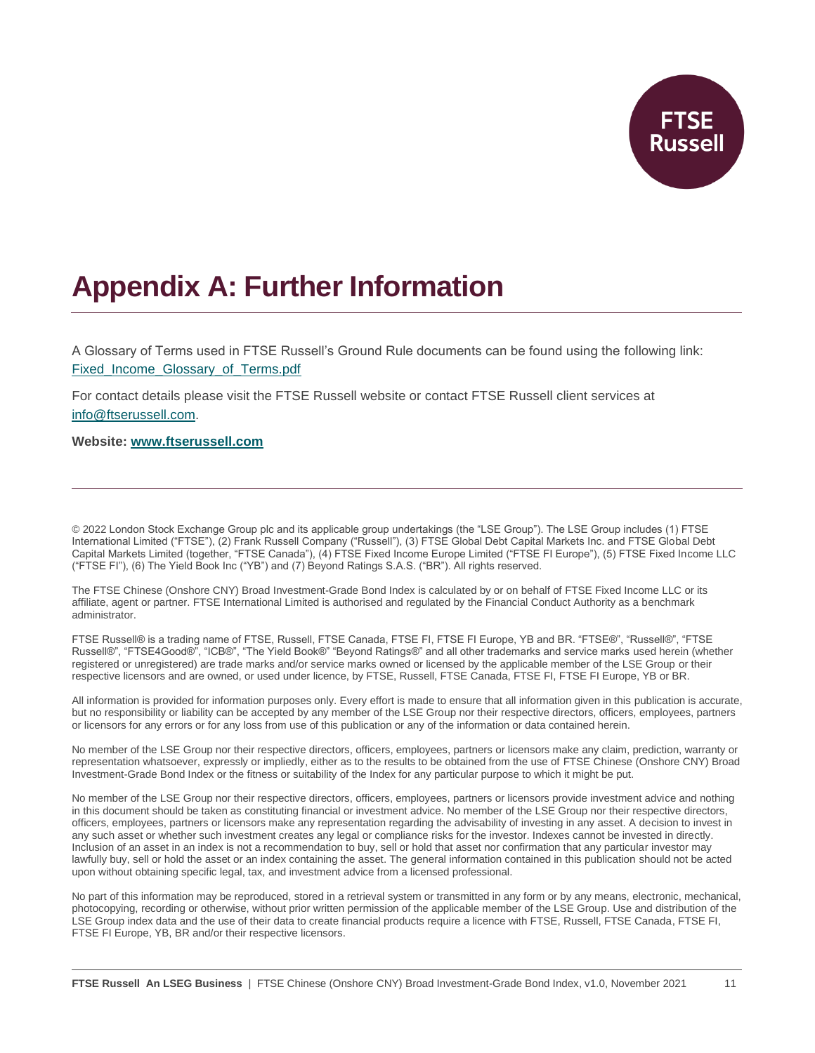# Appendix A: Further Information

A Glossary of Terms used in FTSE Russell's Ground Rule documents can be found using the following link: [Fixed_Income_Glossary_of_Terms.pdf](Fixed_Income_Glossary_of_Terms.pdf)

For contact details please visit the FTSE Russell website or contact FTSE Russell client services at [info@ftserussell.com](mailto:info@ftserussell.com).

**Website: [www.ftserussell.com](http://www.ftserussell.com)**

---

© 2022 London Stock Exchange Group plc and its applicable group undertakings (the "LSE Group"). The LSE Group includes (1) FTSE International Limited ("FTSE"), (2) Frank Russell Company ("Russell"), (3) FTSE Global Debt Capital Markets Inc. and FTSE Global Debt Capital Markets Limited (together, "FTSE Canada"), (4) FTSE Fixed Income Europe Limited ("FTSE FI Europe"), (5) FTSE Fixed Income LLC ("FTSE FI"), (6) The Yield Book Inc ("YB") and (7) Beyond Ratings S.A.S. ("BR"). All rights reserved.

The FTSE Chinese (Onshore CNY) Broad Investment-Grade Bond Index is calculated by or on behalf of FTSE Fixed Income LLC or its affiliate, agent or partner. FTSE International Limited is authorised and regulated by the Financial Conduct Authority as a benchmark administrator.

FTSE Russell® is a trading name of FTSE, Russell, FTSE Canada, FTSE FI, FTSE FI Europe, YB and BR. "FTSE®", "Russell®", "FTSE Russell®", "FTSE4Good®", "ICB®", "The Yield Book®" "Beyond Ratings®" and all other trademarks and service marks used herein (whether registered or unregistered) are trade marks and/or service marks owned or licensed by the applicable member of the LSE Group or their respective licensors and are owned, or used under licence, by FTSE, Russell, FTSE Canada, FTSE FI, FTSE FI Europe, YB or BR.

All information is provided for information purposes only. Every effort is made to ensure that all information given in this publication is accurate, but no responsibility or liability can be accepted by any member of the LSE Group nor their respective directors, officers, employees, partners or licensors for any errors or for any loss from use of this publication or any of the information or data contained herein.

No member of the LSE Group nor their respective directors, officers, employees, partners or licensors make any claim, prediction, warranty or representation whatsoever, expressly or impliedly, either as to the results to be obtained from the use of FTSE Chinese (Onshore CNY) Broad Investment-Grade Bond Index or the fitness or suitability of the Index for any particular purpose to which it might be put.

No member of the LSE Group nor their respective directors, officers, employees, partners or licensors provide investment advice and nothing in this document should be taken as constituting financial or investment advice. No member of the LSE Group nor their respective directors, officers, employees, partners or licensors make any representation regarding the advisability of investing in any asset. A decision to invest in any such asset or whether such investment creates any legal or compliance risks for the investor. Indexes cannot be invested in directly. Inclusion of an asset in an index is not a recommendation to buy, sell or hold that asset nor confirmation that any particular investor may lawfully buy, sell or hold the asset or an index containing the asset. The general information contained in this publication should not be acted upon without obtaining specific legal, tax, and investment advice from a licensed professional.

No part of this information may be reproduced, stored in a retrieval system or transmitted in any form or by any means, electronic, mechanical, photocopying, recording or otherwise, without prior written permission of the applicable member of the LSE Group. Use and distribution of the LSE Group index data and the use of their data to create financial products require a licence with FTSE, Russell, FTSE Canada, FTSE FI, FTSE FI Europe, YB, BR and/or their respective licensors.